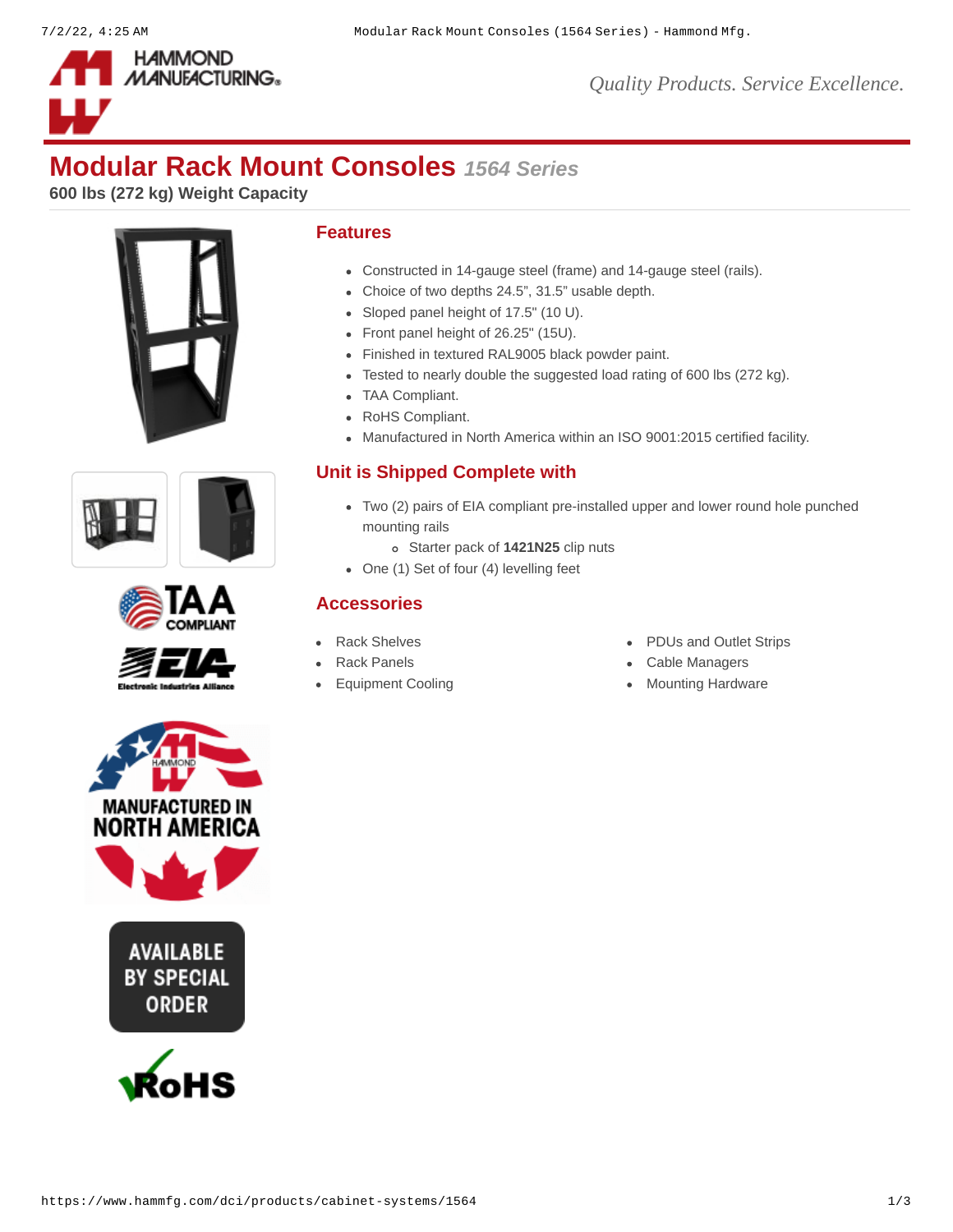# Modular Rack Mount Consoles *1564 Series*

**600 lbs (272 kg) Weight Capacity**

## Features

- Constructed in 14-gauge steel (frame) and 14-gauge steel (rails).
- Choice of two depths 24.5", 31.5" usable depth.
- Sloped panel height of 17.5" (10 U).
- Front panel height of 26.25" (15U).
- Finished in textured RAL9005 black powder paint.
- Tested to nearly double the suggested load rating of 600 lbs (272 kg).
- TAA Compliant.
- RoHS Compliant.
- Manufactured in North America within an ISO 9001:2015 certified facility.

## Unit is Shipped Complete with

- Two (2) pairs of EIA compliant pre-installed upper and lower round hole punched mounting rails
  - Starter pack of **1421N25** clip nuts
- One (1) Set of four (4) levelling feet

## Accessories

- Rack Shelves
- Rack Panels
- Equipment Cooling
- PDUs and Outlet Strips
- Cable Managers
- Mounting Hardware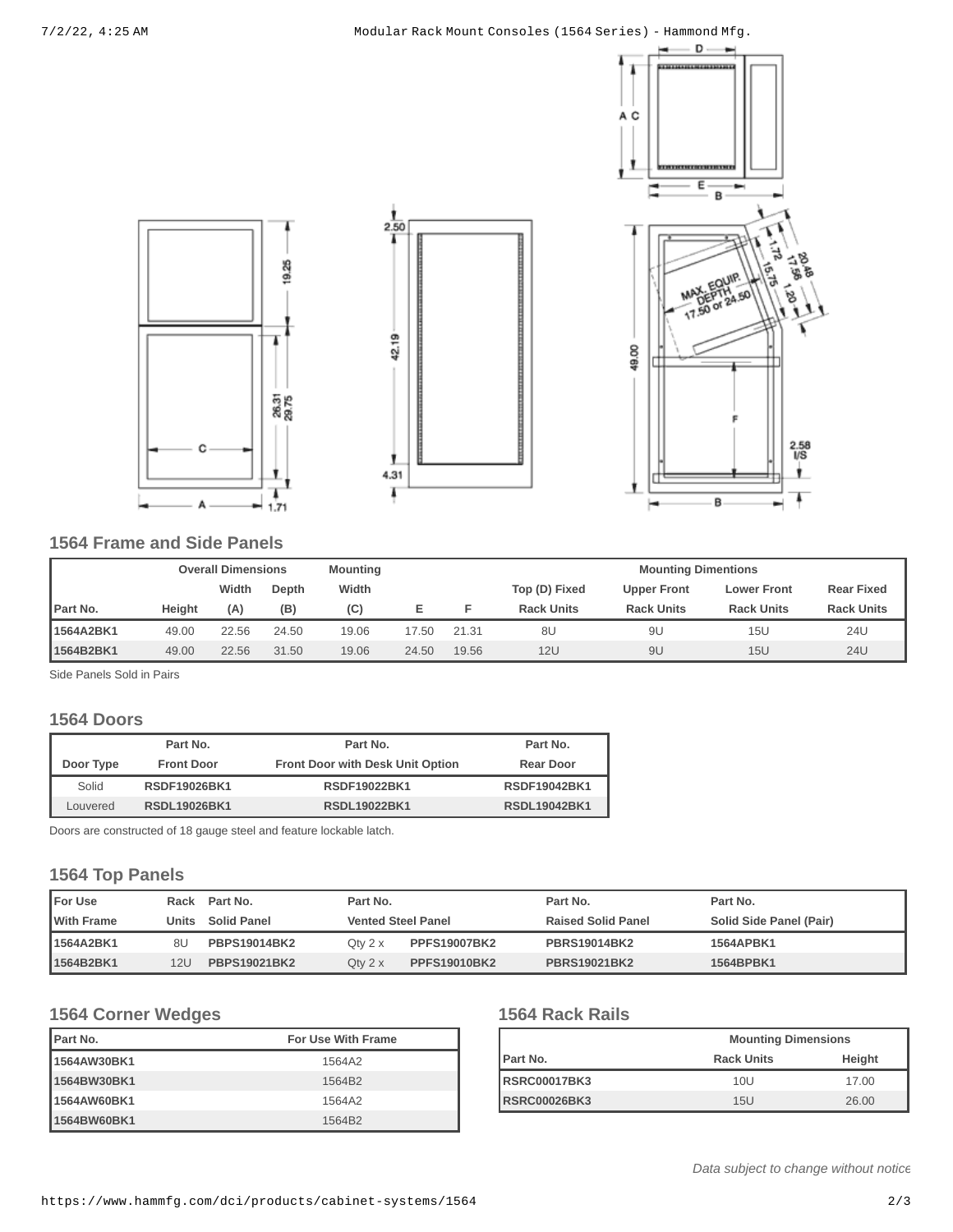## 1564 Frame and Side Panels

| | Overall Dimensions | | | Mounting | | | Mounting Dimentions | | | |
|---|---|---|---|---|---|---|---|---|---|---|
| | | Width | Depth | Width | | | Top (D) Fixed | Upper Front | Lower Front | Rear Fixed |
| Part No. | Height | (A) | (B) | (C) | E | F | Rack Units | Rack Units | Rack Units | Rack Units |
| 1564A2BK1 | 49.00 | 22.56 | 24.50 | 19.06 | 17.50 | 21.31 | 8U | 9U | 15U | 24U |
| 1564B2BK1 | 49.00 | 22.56 | 31.50 | 19.06 | 24.50 | 19.56 | 12U | 9U | 15U | 24U |

Side Panels Sold in Pairs

## 1564 Doors

| | Part No. | Part No. | Part No. |
|---|---|---|---|
| Door Type | Front Door | Front Door with Desk Unit Option | Rear Door |
| Solid | RSDF19026BK1 | RSDF19022BK1 | RSDF19042BK1 |
| Louvered | RSDL19026BK1 | RSDL19022BK1 | RSDL19042BK1 |

Doors are constructed of 18 gauge steel and feature lockable latch.

## 1564 Top Panels

| For Use With Frame | Rack Units | Part No. Solid Panel | Part No. Vented Steel Panel | | Part No. Raised Solid Panel | Part No. Solid Side Panel (Pair) |
|---|---|---|---|---|---|---|
| 1564A2BK1 | 8U | PBPS19014BK2 | Qty 2 x | PPFS19007BK2 | PBRS19014BK2 | 1564APBK1 |
| 1564B2BK1 | 12U | PBPS19021BK2 | Qty 2 x | PPFS19010BK2 | PBRS19021BK2 | 1564BPBK1 |

## 1564 Corner Wedges

| Part No. | For Use With Frame |
|---|---|
| 1564AW30BK1 | 1564A2 |
| 1564BW30BK1 | 1564B2 |
| 1564AW60BK1 | 1564A2 |
| 1564BW60BK1 | 1564B2 |

## 1564 Rack Rails

| | Mounting Dimensions | |
|---|---|---|
| Part No. | Rack Units | Height |
| RSRC00017BK3 | 10U | 17.00 |
| RSRC00026BK3 | 15U | 26.00 |

*Data subject to change without notice*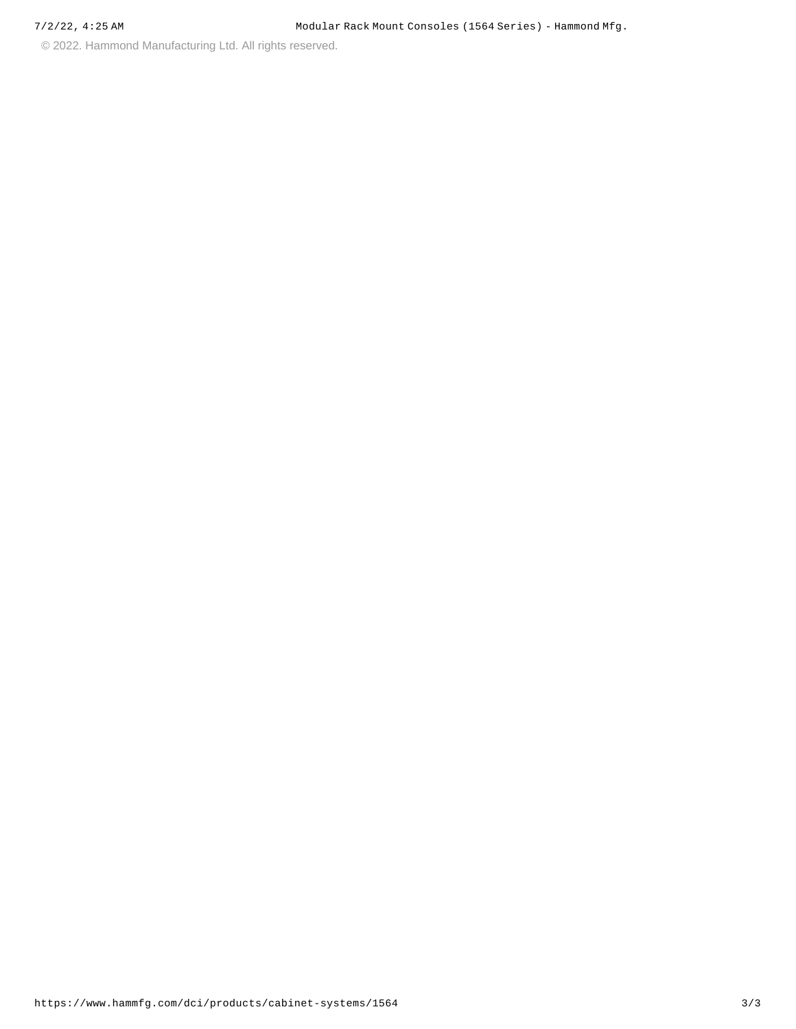© 2022. Hammond Manufacturing Ltd. All rights reserved.